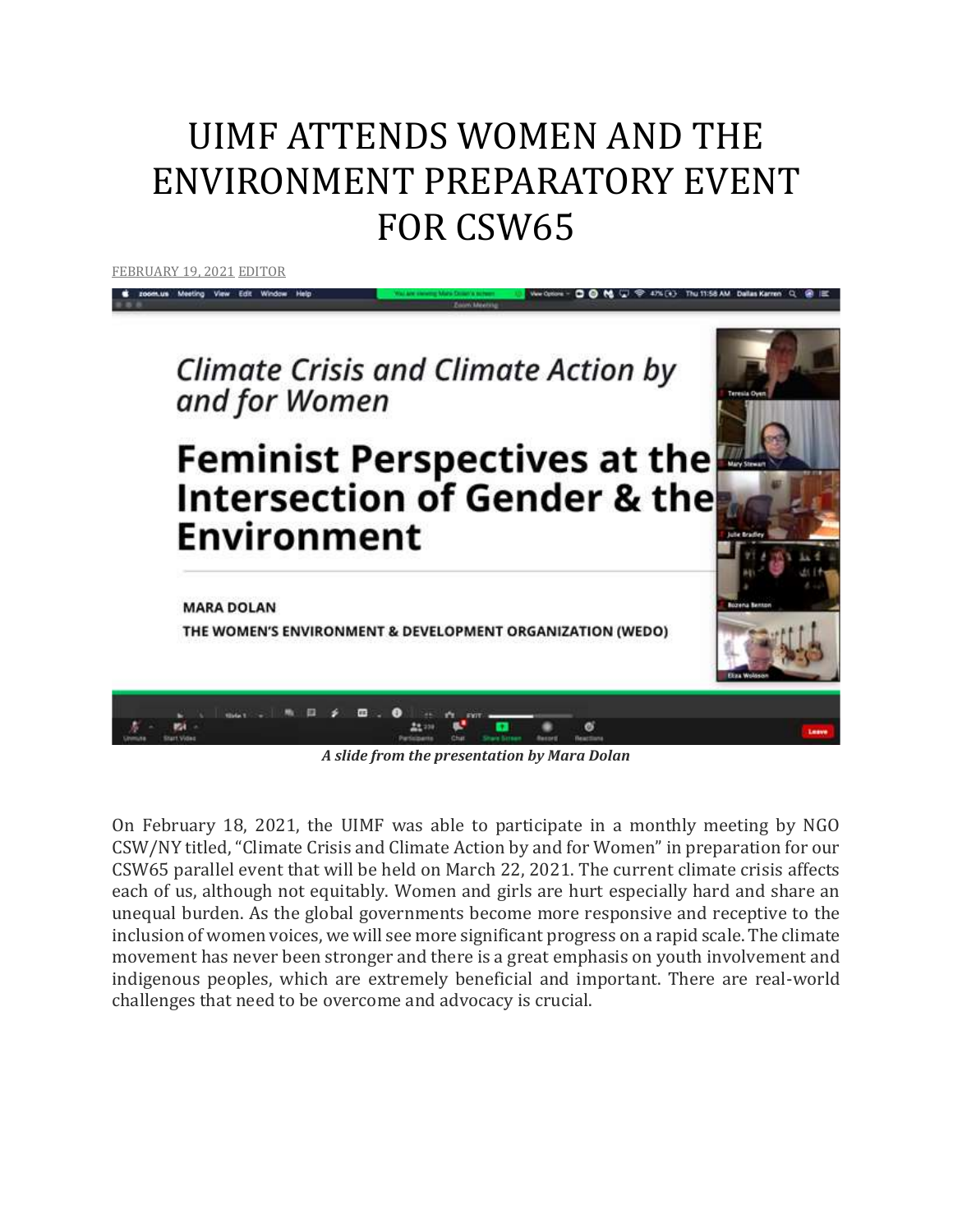# UIMF ATTENDS WOMEN AND THE ENVIRONMENT PREPARATORY EVENT FOR CSW65

FEBRUARY 19, 2021 EDITOR

*A slide from the presentation by Mara Dolan*

On February 18, 2021, the UIMF was able to participate in a monthly meeting by NGO CSW/NY titled, "Climate Crisis and Climate Action by and for Women" in preparation for our CSW65 parallel event that will be held on March 22, 2021. The current climate crisis affects each of us, although not equitably. Women and girls are hurt especially hard and share an unequal burden. As the global governments become more responsive and receptive to the inclusion of women voices, we will see more significant progress on a rapid scale. The climate movement has never been stronger and there is a great emphasis on youth involvement and indigenous peoples, which are extremely beneficial and important. There are real-world challenges that need to be overcome and advocacy is crucial.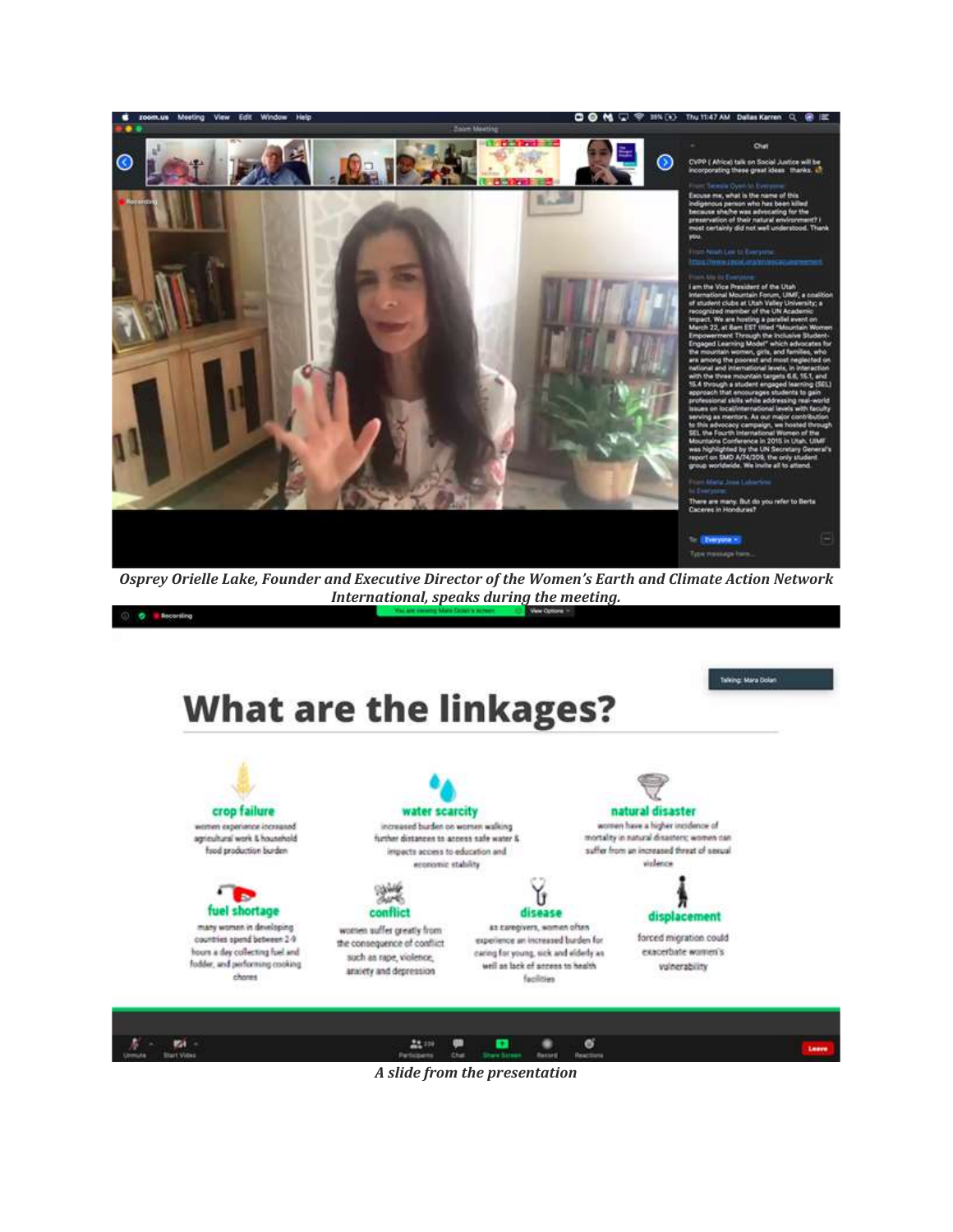*Osprey Orielle Lake, Founder and Executive Director of the Women's Earth and Climate Action Network International, speaks during the meeting.*

*A slide from the presentation*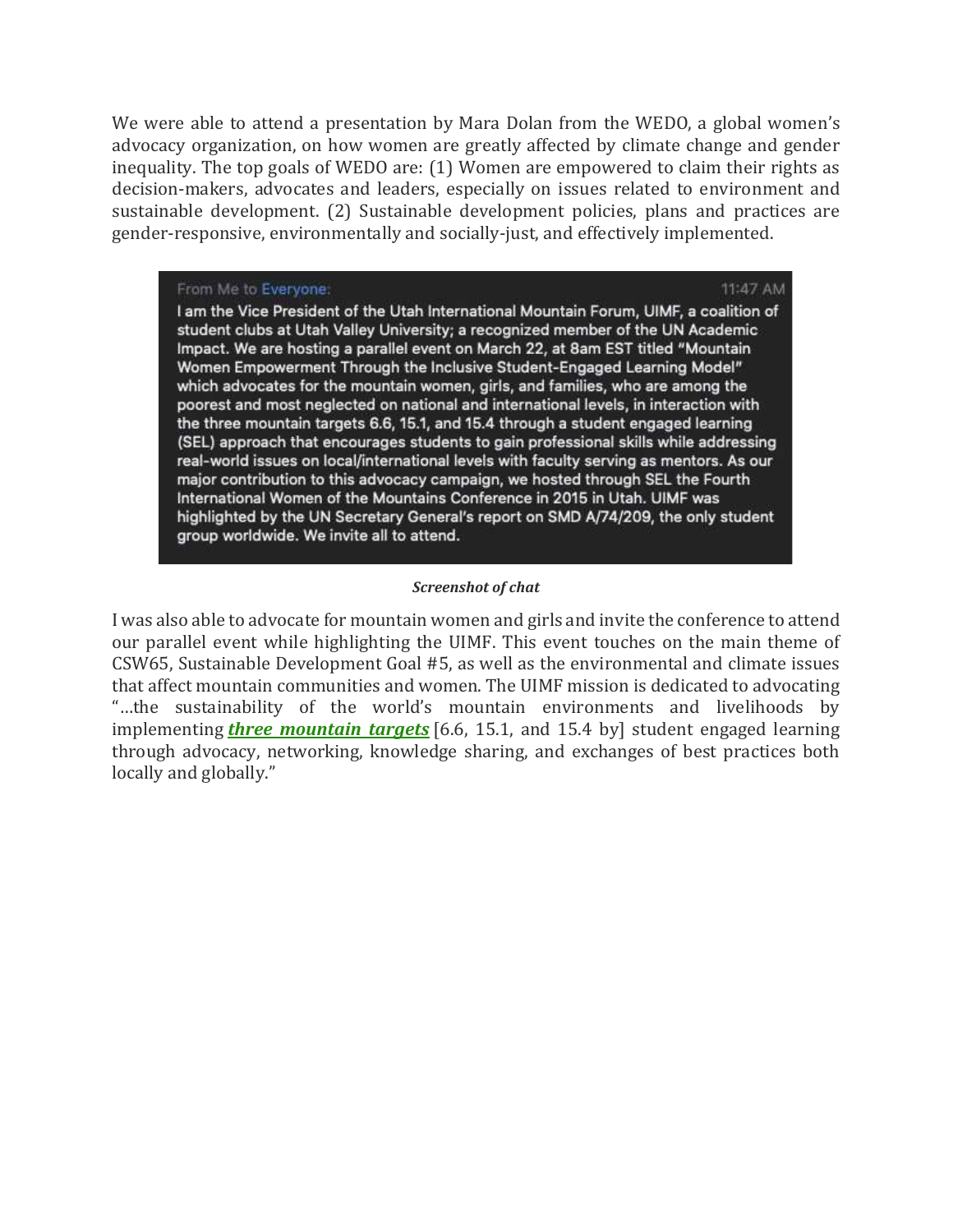We were able to attend a presentation by Mara Dolan from the WEDO, a global women's advocacy organization, on how women are greatly affected by climate change and gender inequality. The top goals of WEDO are: (1) Women are empowered to claim their rights as decision-makers, advocates and leaders, especially on issues related to environment and sustainable development. (2) Sustainable development policies, plans and practices are gender-responsive, environmentally and socially-just, and effectively implemented.

From Me to Everyone: 11:47 AM

I am the Vice President of the Utah International Mountain Forum, UIMF, a coalition of student clubs at Utah Valley University; a recognized member of the UN Academic Impact. We are hosting a parallel event on March 22, at 8am EST titled "Mountain Women Empowerment Through the Inclusive Student-Engaged Learning Model" which advocates for the mountain women, girls, and families, who are among the poorest and most neglected on national and international levels, in interaction with the three mountain targets 6.6, 15.1, and 15.4 through a student engaged learning (SEL) approach that encourages students to gain professional skills while addressing real-world issues on local/international levels with faculty serving as mentors. As our major contribution to this advocacy campaign, we hosted through SEL the Fourth International Women of the Mountains Conference in 2015 in Utah. UIMF was highlighted by the UN Secretary General's report on SMD A/74/209, the only student group worldwide. We invite all to attend.

***Screenshot of chat***

I was also able to advocate for mountain women and girls and invite the conference to attend our parallel event while highlighting the UIMF. This event touches on the main theme of CSW65, Sustainable Development Goal #5, as well as the environmental and climate issues that affect mountain communities and women. The UIMF mission is dedicated to advocating "…the sustainability of the world's mountain environments and livelihoods by implementing ***three mountain targets*** [6.6, 15.1, and 15.4 by] student engaged learning through advocacy, networking, knowledge sharing, and exchanges of best practices both locally and globally."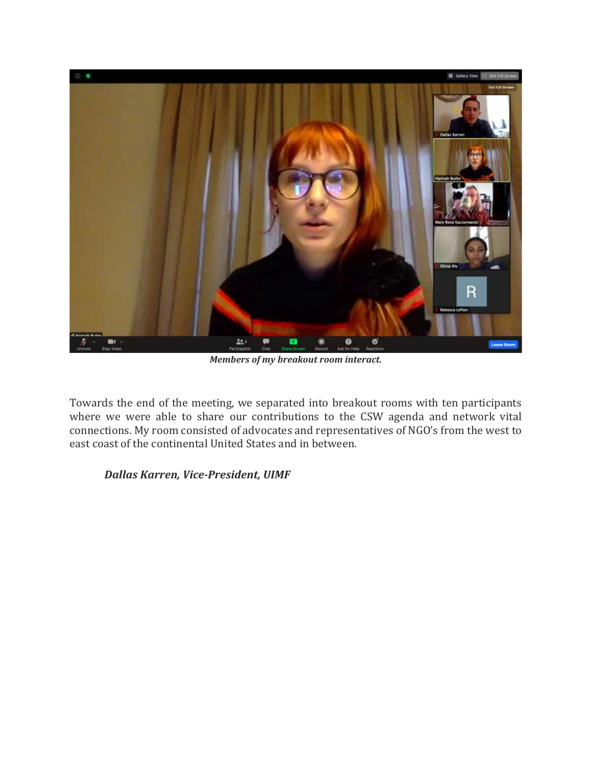*Members of my breakout room interact.*

Towards the end of the meeting, we separated into breakout rooms with ten participants where we were able to share our contributions to the CSW agenda and network vital connections. My room consisted of advocates and representatives of NGO's from the west to east coast of the continental United States and in between.

***Dallas Karren, Vice-President, UIMF***